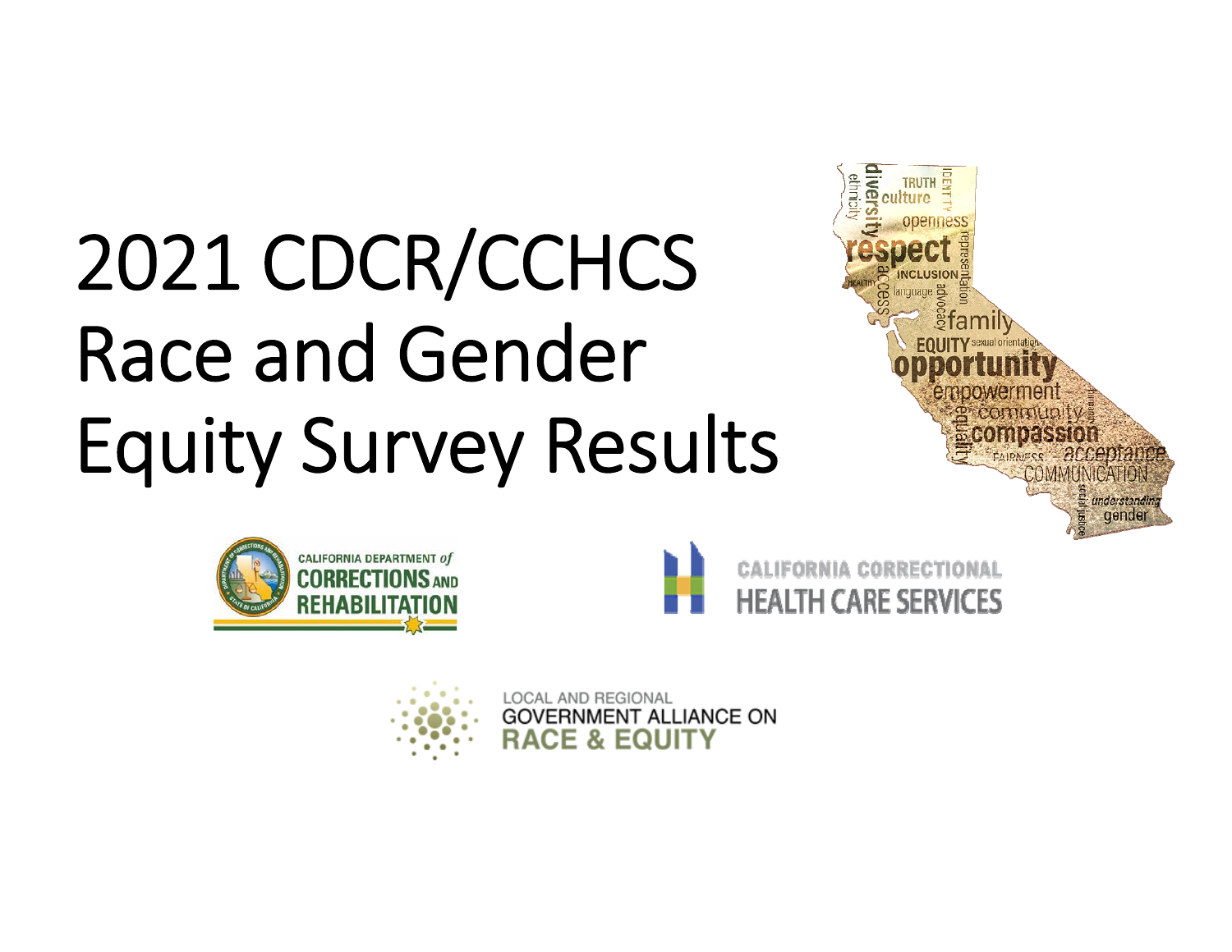# 2021 CDCR/CCHCS Race and Gender Equity Survey Results

CALIFORNIA DEPARTMENT *of* CORRECTIONS AND REHABILITATION

CALIFORNIA CORRECTIONAL HEALTH CARE SERVICES

LOCAL AND REGIONAL GOVERNMENT ALLIANCE ON RACE & EQUITY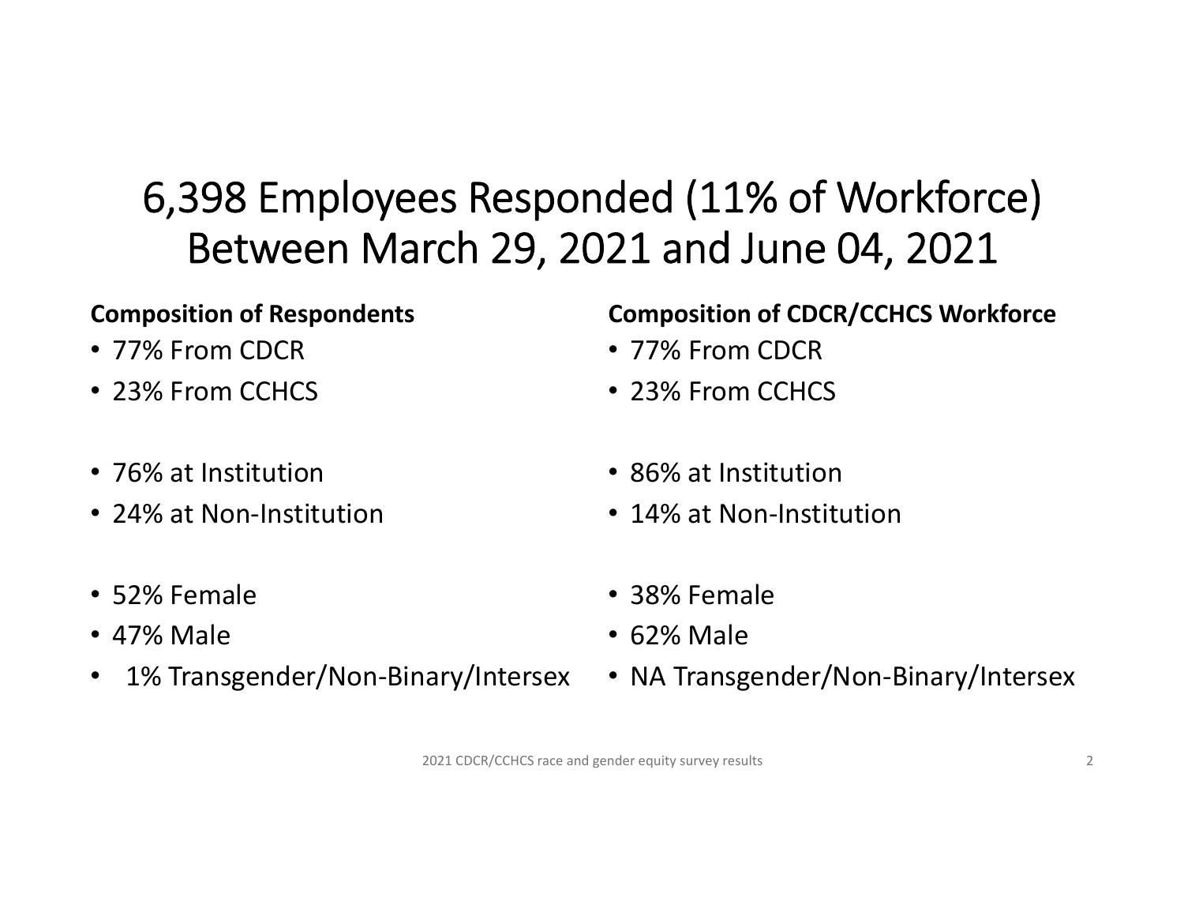# 6,398 Employees Responded (11% of Workforce) Between March 29, 2021 and June 04, 2021

**Composition of Respondents**

- 77% From CDCR
- 23% From CCHCS

- 76% at Institution
- 24% at Non-Institution

- 52% Female
- 47% Male
- 1% Transgender/Non-Binary/Intersex

**Composition of CDCR/CCHCS Workforce**

- 77% From CDCR
- 23% From CCHCS

- 86% at Institution
- 14% at Non-Institution

- 38% Female
- 62% Male
- NA Transgender/Non-Binary/Intersex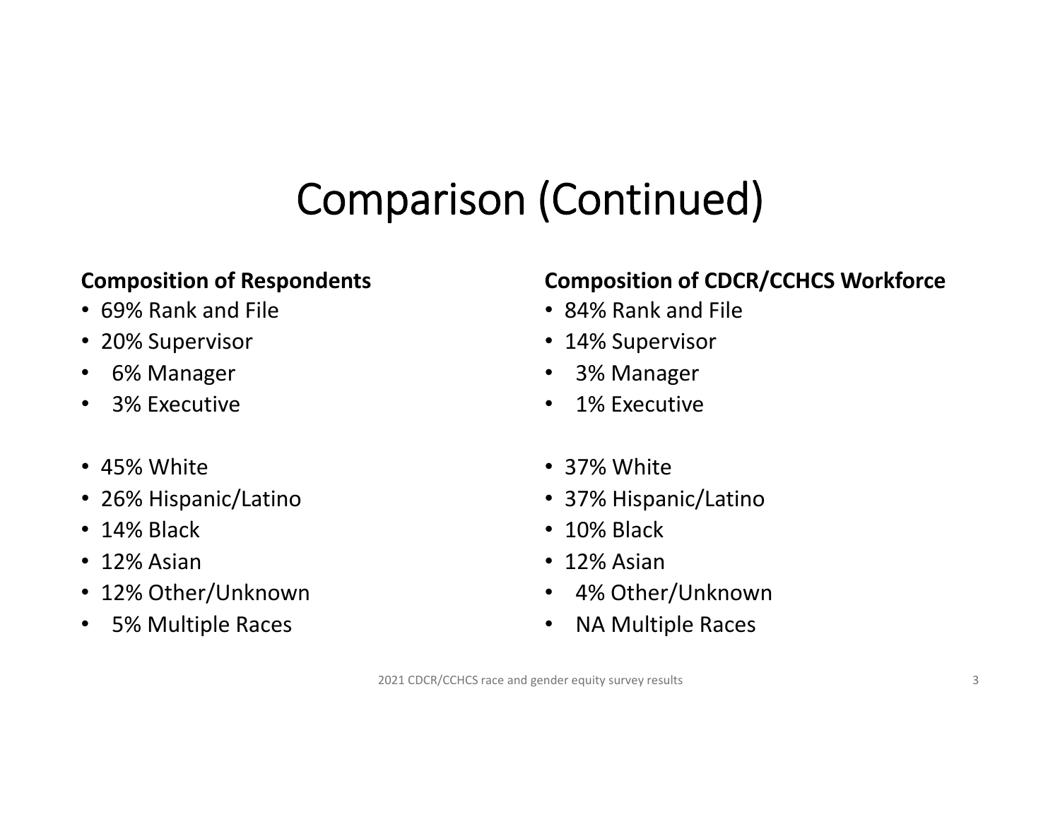# Comparison (Continued)

**Composition of Respondents**

- 69% Rank and File
- 20% Supervisor
- 6% Manager
- 3% Executive

- 45% White
- 26% Hispanic/Latino
- 14% Black
- 12% Asian
- 12% Other/Unknown
- 5% Multiple Races

**Composition of CDCR/CCHCS Workforce**

- 84% Rank and File
- 14% Supervisor
- 3% Manager
- 1% Executive

- 37% White
- 37% Hispanic/Latino
- 10% Black
- 12% Asian
- 4% Other/Unknown
- NA Multiple Races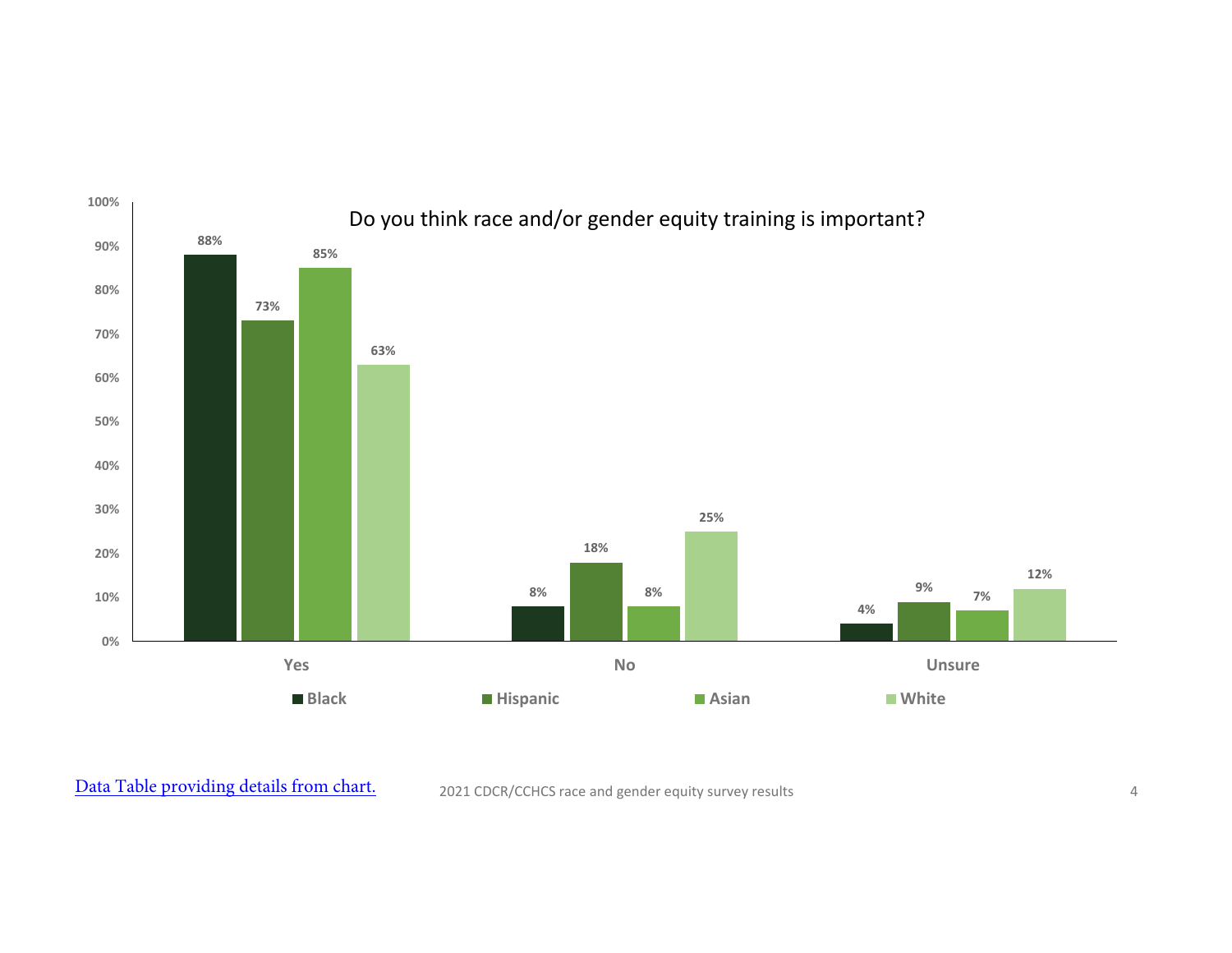## Do you think race and/or gender equity training is important?

| | Black | Hispanic | Asian | White |
|---|---|---|---|---|
| Yes | 88% | 73% | 85% | 63% |
| No | 8% | 18% | 8% | 25% |
| Unsure | 4% | 9% | 7% | 12% |

Data Table providing details from chart.

2021 CDCR/CCHCS race and gender equity survey results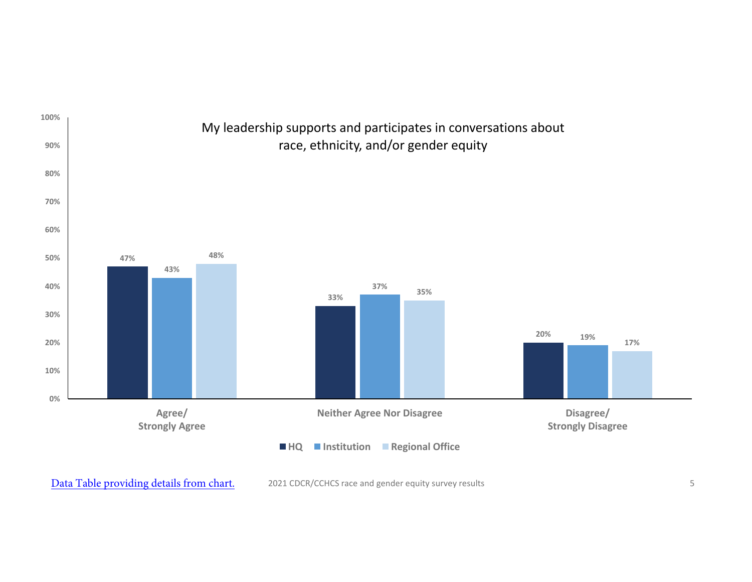## My leadership supports and participates in conversations about race, ethnicity, and/or gender equity

| | HQ | Institution | Regional Office |
|---|---|---|---|
| Agree/ Strongly Agree | 47% | 43% | 48% |
| Neither Agree Nor Disagree | 33% | 37% | 35% |
| Disagree/ Strongly Disagree | 20% | 19% | 17% |

Data Table providing details from chart.

2021 CDCR/CCHCS race and gender equity survey results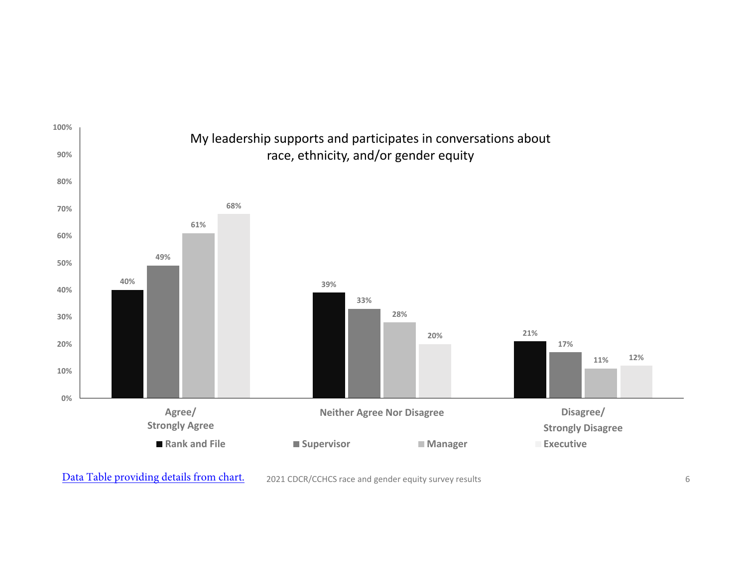My leadership supports and participates in conversations about race, ethnicity, and/or gender equity

| | Rank and File | Supervisor | Manager | Executive |
|---|---|---|---|---|
| Agree/ Strongly Agree | 40% | 49% | 61% | 68% |
| Neither Agree Nor Disagree | 39% | 33% | 28% | 20% |
| Disagree/ Strongly Disagree | 21% | 17% | 11% | 12% |

Data Table providing details from chart.

2021 CDCR/CCHCS race and gender equity survey results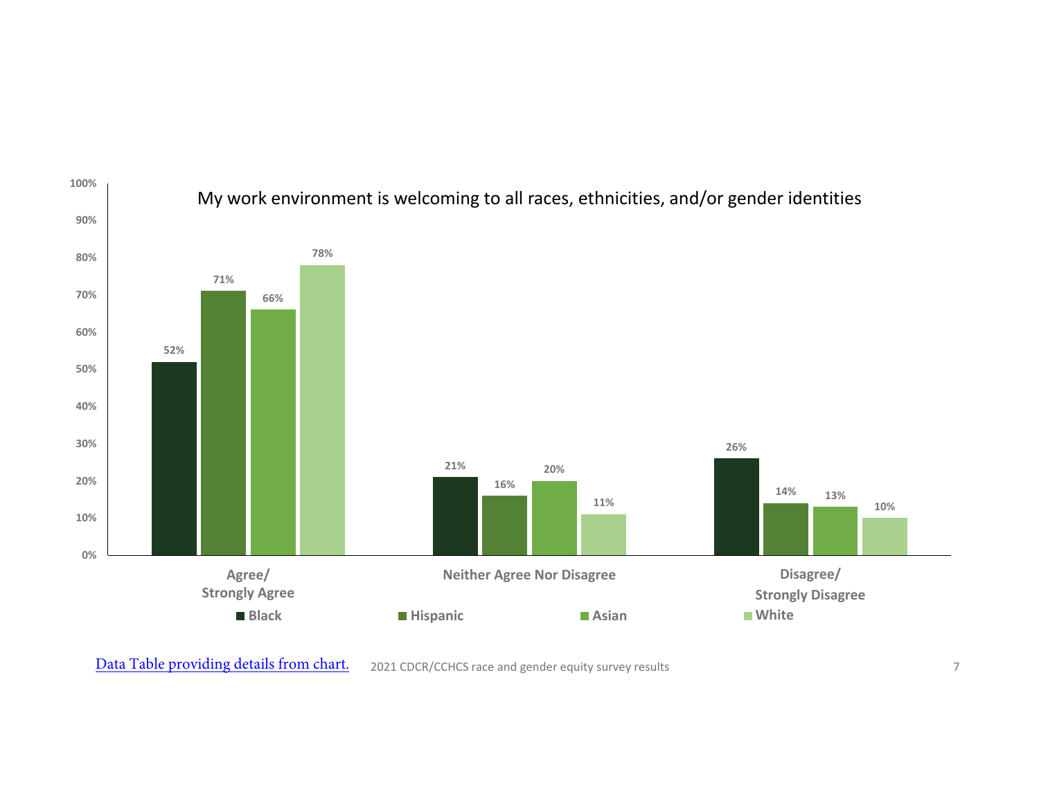## My work environment is welcoming to all races, ethnicities, and/or gender identities

| | Black | Hispanic | Asian | White |
|---|---|---|---|---|
| Agree/ Strongly Agree | 52% | 71% | 66% | 78% |
| Neither Agree Nor Disagree | 21% | 16% | 20% | 11% |
| Disagree/ Strongly Disagree | 26% | 14% | 13% | 10% |

Data Table providing details from chart.

2021 CDCR/CCHCS race and gender equity survey results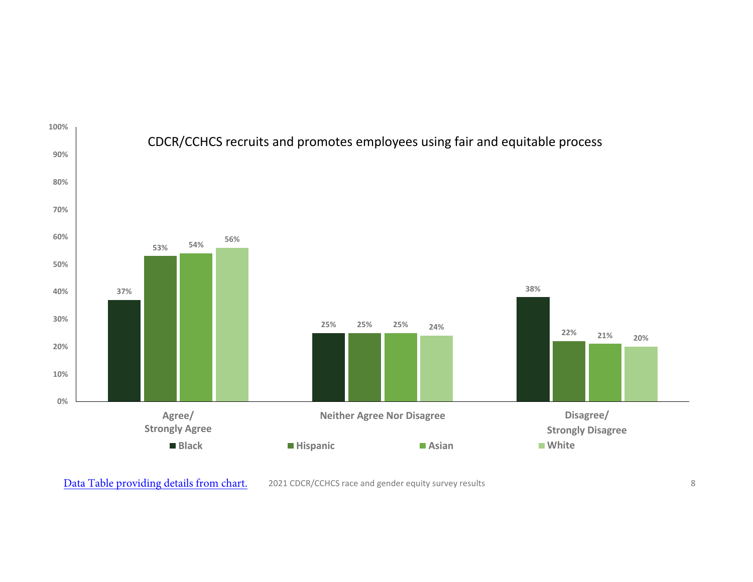## CDCR/CCHCS recruits and promotes employees using fair and equitable process

| | Black | Hispanic | Asian | White |
|---|---|---|---|---|
| Agree/ Strongly Agree | 37% | 53% | 54% | 56% |
| Neither Agree Nor Disagree | 25% | 25% | 25% | 24% |
| Disagree/ Strongly Disagree | 38% | 22% | 21% | 20% |

[Data Table providing details from chart.](#)

2021 CDCR/CCHCS race and gender equity survey results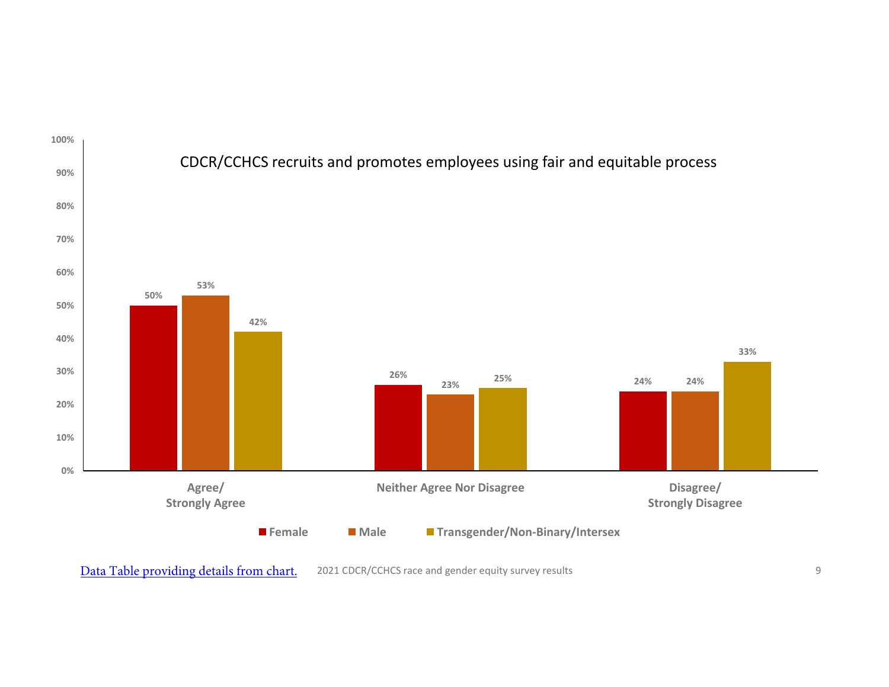## CDCR/CCHCS recruits and promotes employees using fair and equitable process

| | Female | Male | Transgender/Non-Binary/Intersex |
|---|---|---|---|
| Agree/ Strongly Agree | 50% | 53% | 42% |
| Neither Agree Nor Disagree | 26% | 23% | 25% |
| Disagree/ Strongly Disagree | 24% | 24% | 33% |

[Data Table providing details from chart.]()

2021 CDCR/CCHCS race and gender equity survey results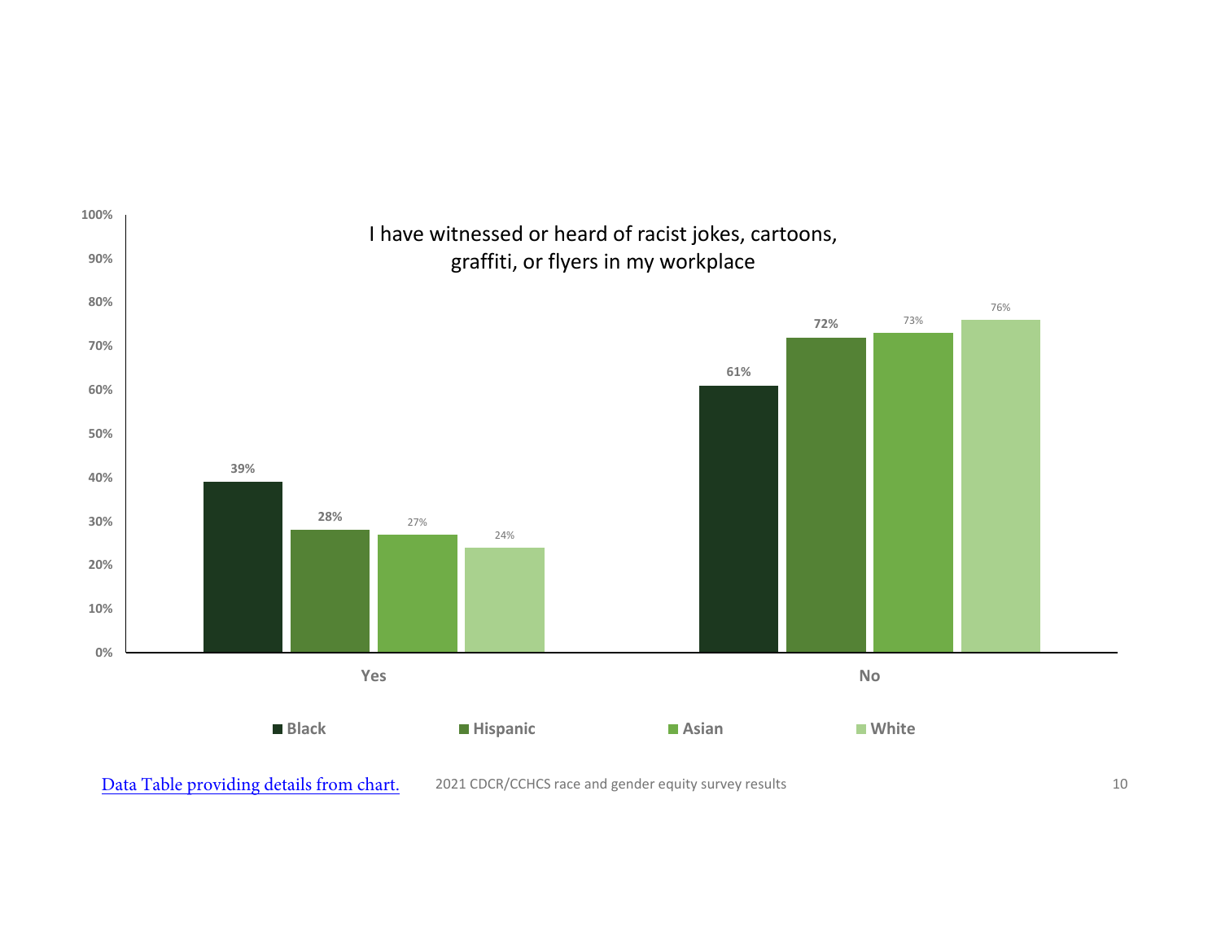## I have witnessed or heard of racist jokes, cartoons, graffiti, or flyers in my workplace

| | Black | Hispanic | Asian | White |
|---|---|---|---|---|
| Yes | 39% | 28% | 27% | 24% |
| No | 61% | 72% | 73% | 76% |

[Data Table providing details from chart.]

2021 CDCR/CCHCS race and gender equity survey results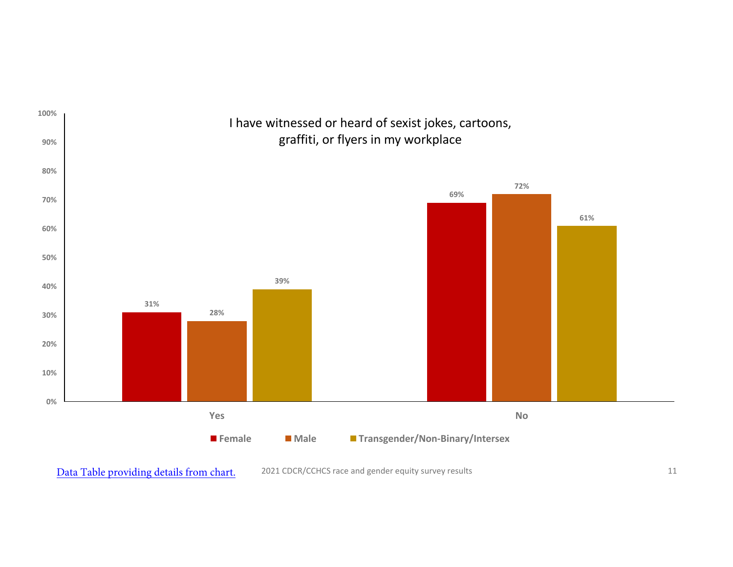I have witnessed or heard of sexist jokes, cartoons, graffiti, or flyers in my workplace

| | Female | Male | Transgender/Non-Binary/Intersex |
|---|---|---|---|
| Yes | 31% | 28% | 39% |
| No | 69% | 72% | 61% |

Data Table providing details from chart.

2021 CDCR/CCHCS race and gender equity survey results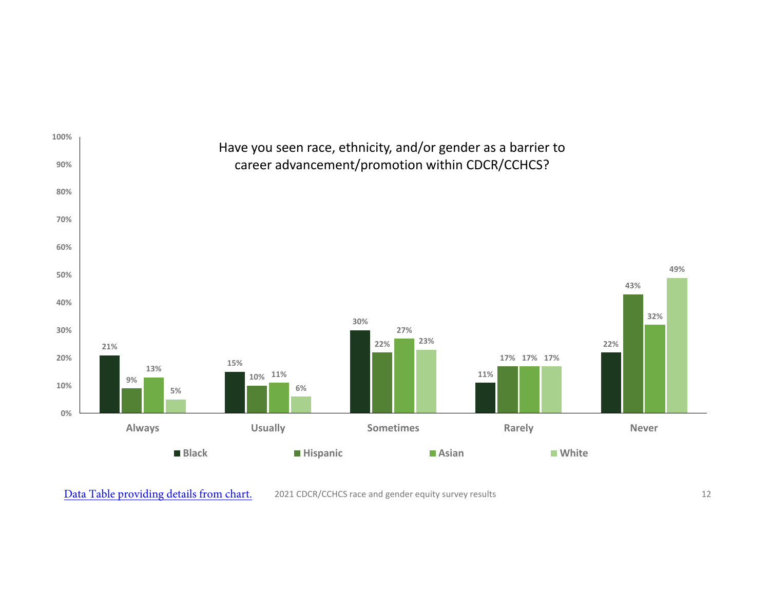Have you seen race, ethnicity, and/or gender as a barrier to career advancement/promotion within CDCR/CCHCS?

| | Black | Hispanic | Asian | White |
|---|---|---|---|---|
| Always | 21% | 9% | 13% | 5% |
| Usually | 15% | 10% | 11% | 6% |
| Sometimes | 30% | 22% | 27% | 23% |
| Rarely | 11% | 17% | 17% | 17% |
| Never | 22% | 43% | 32% | 49% |

Data Table providing details from chart.

2021 CDCR/CCHCS race and gender equity survey results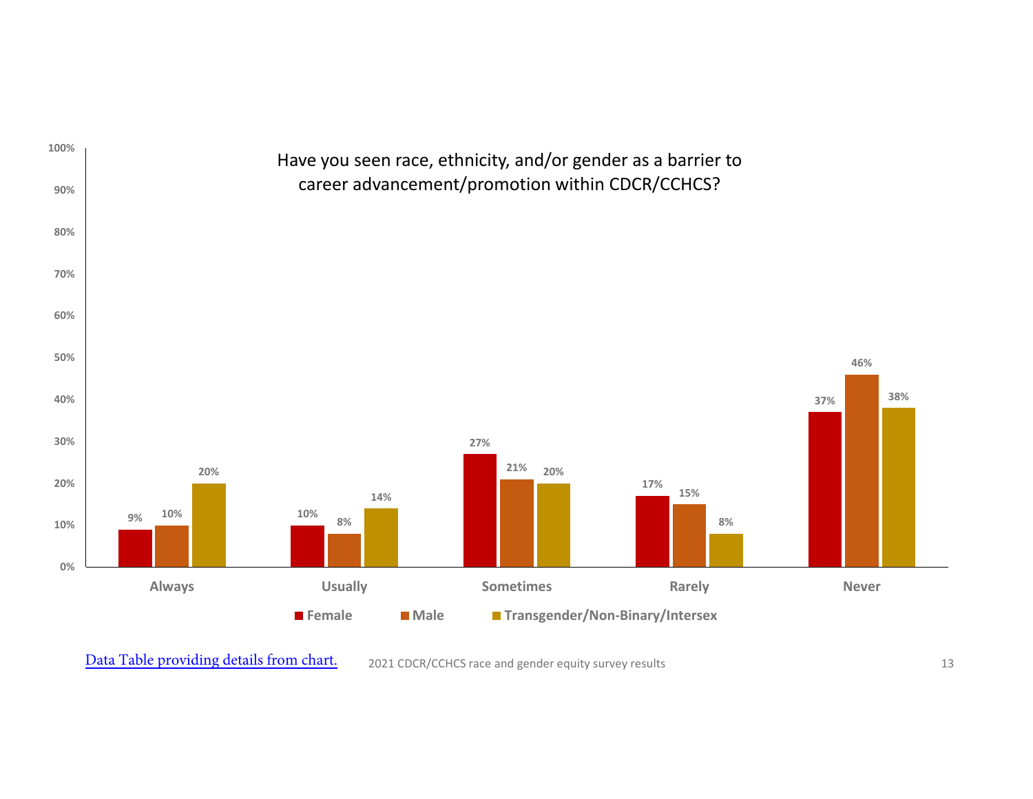## Have you seen race, ethnicity, and/or gender as a barrier to career advancement/promotion within CDCR/CCHCS?

| | Female | Male | Transgender/Non-Binary/Intersex |
|---|---|---|---|
| Always | 9% | 10% | 20% |
| Usually | 10% | 8% | 14% |
| Sometimes | 27% | 21% | 20% |
| Rarely | 17% | 15% | 8% |
| Never | 37% | 46% | 38% |

[Data Table providing details from chart.]

2021 CDCR/CCHCS race and gender equity survey results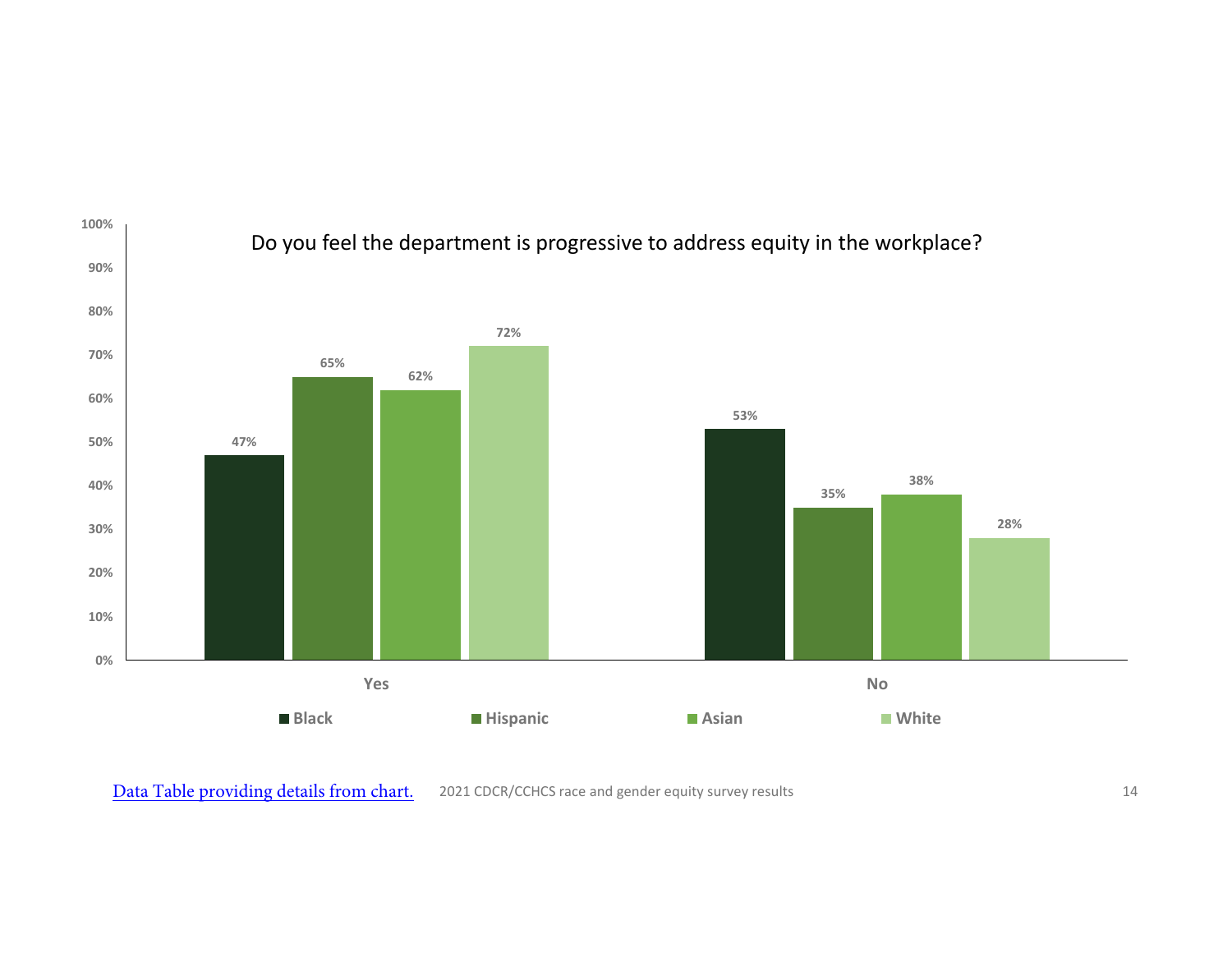## Do you feel the department is progressive to address equity in the workplace?

| | Black | Hispanic | Asian | White |
|---|---|---|---|---|
| Yes | 47% | 65% | 62% | 72% |
| No | 53% | 35% | 38% | 28% |

[Data Table providing details from chart.]

2021 CDCR/CCHCS race and gender equity survey results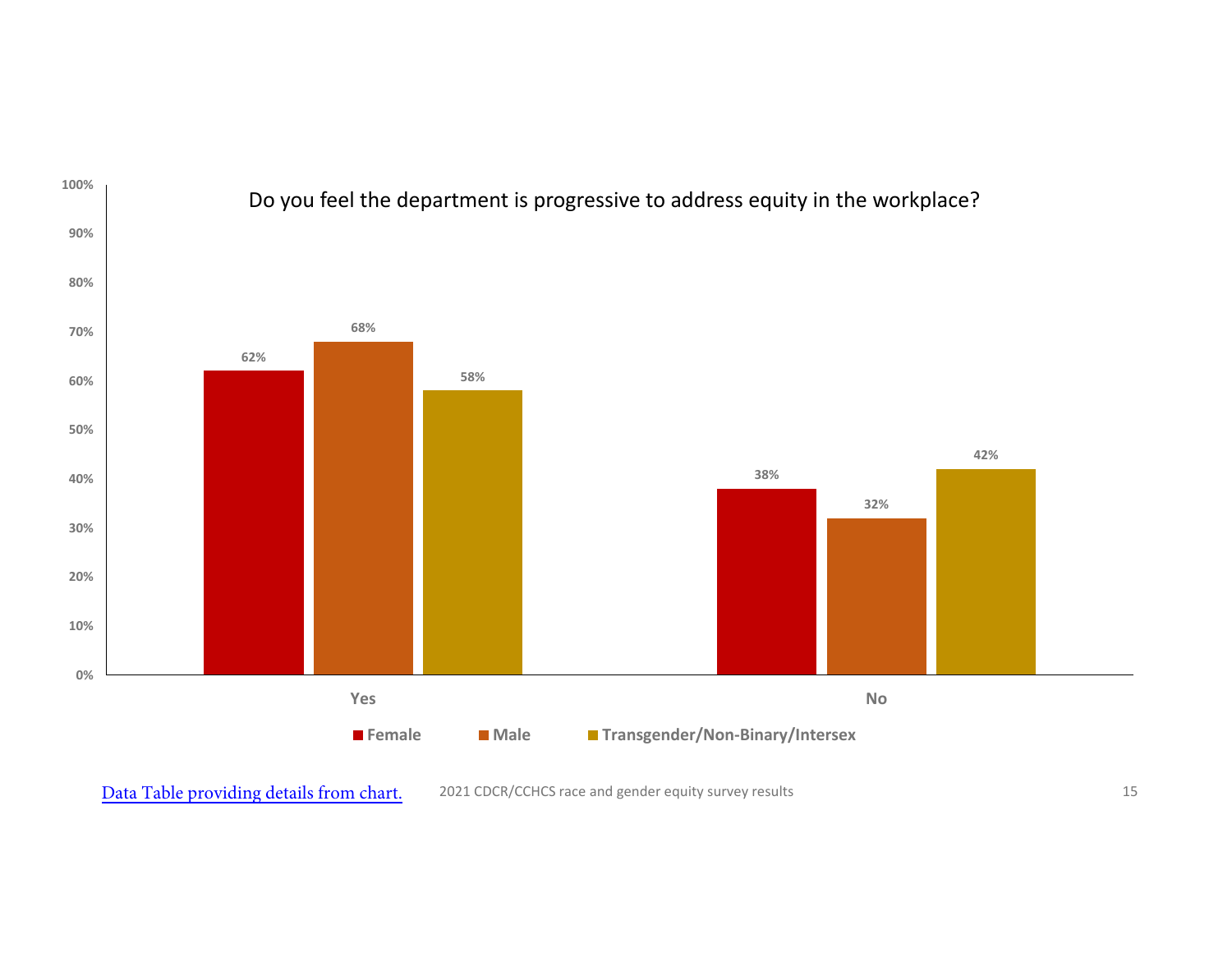Do you feel the department is progressive to address equity in the workplace?

| | Female | Male | Transgender/Non-Binary/Intersex |
|---|---|---|---|
| Yes | 62% | 68% | 58% |
| No | 38% | 32% | 42% |

Data Table providing details from chart.

2021 CDCR/CCHCS race and gender equity survey results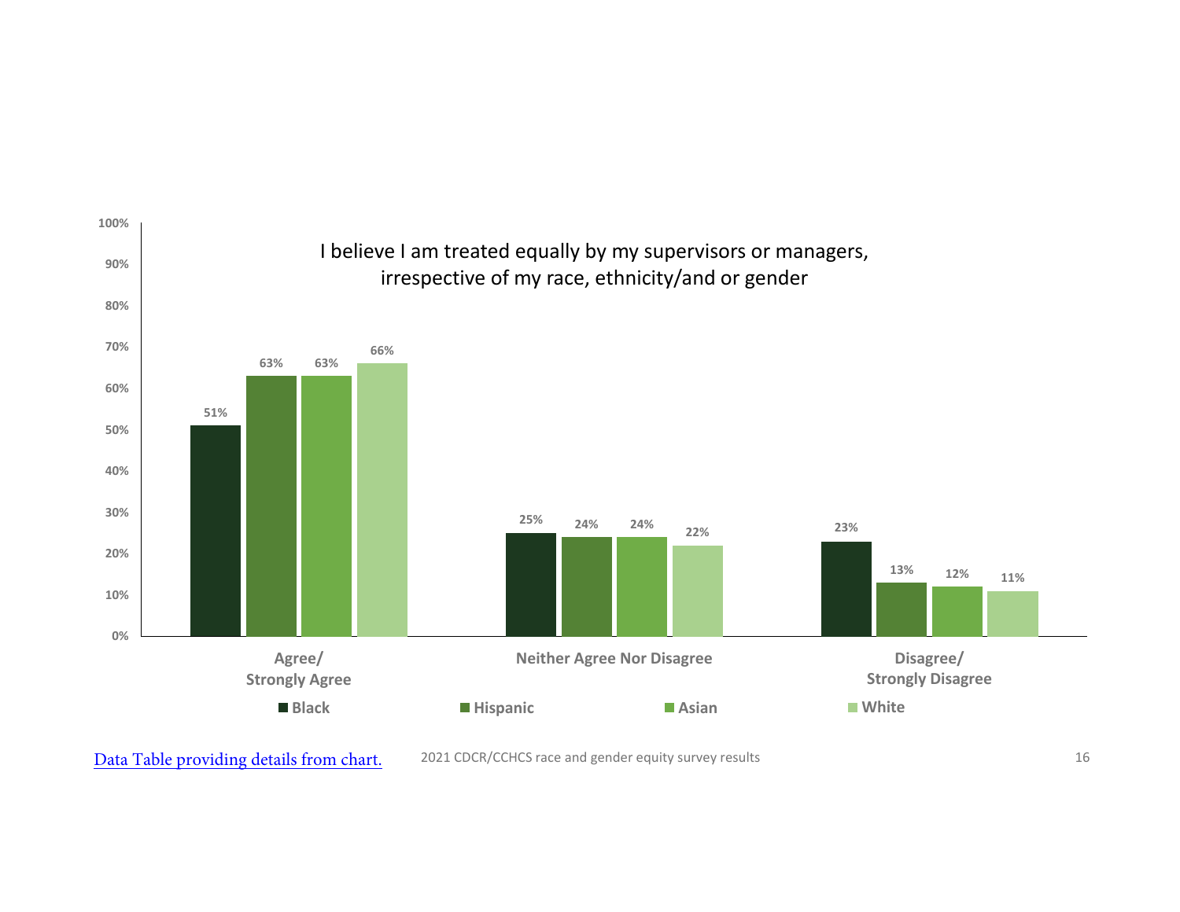# I believe I am treated equally by my supervisors or managers, irrespective of my race, ethnicity/and or gender

| | Black | Hispanic | Asian | White |
|---|---|---|---|---|
| Agree/ Strongly Agree | 51% | 63% | 63% | 66% |
| Neither Agree Nor Disagree | 25% | 24% | 24% | 22% |
| Disagree/ Strongly Disagree | 23% | 13% | 12% | 11% |

Data Table providing details from chart.

2021 CDCR/CCHCS race and gender equity survey results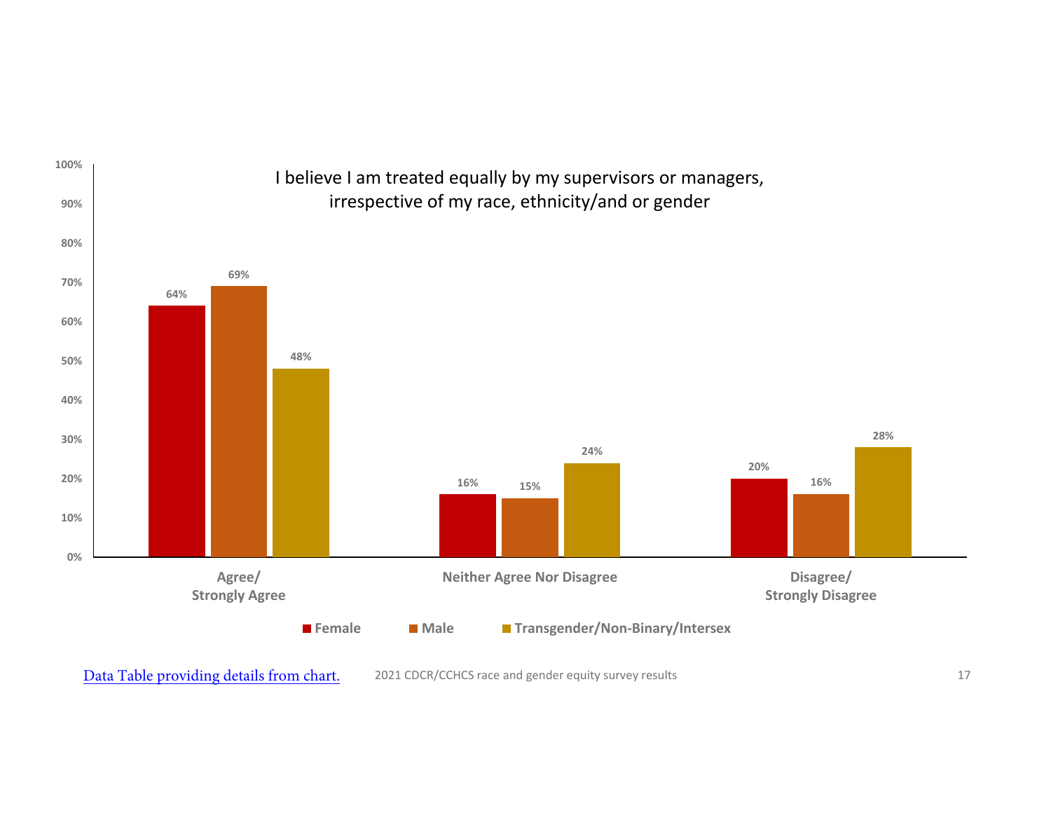## I believe I am treated equally by my supervisors or managers, irrespective of my race, ethnicity/and or gender

| | Female | Male | Transgender/Non-Binary/Intersex |
|---|---|---|---|
| Agree/ Strongly Agree | 64% | 69% | 48% |
| Neither Agree Nor Disagree | 16% | 15% | 24% |
| Disagree/ Strongly Disagree | 20% | 16% | 28% |

[Data Table providing details from chart.]

2021 CDCR/CCHCS race and gender equity survey results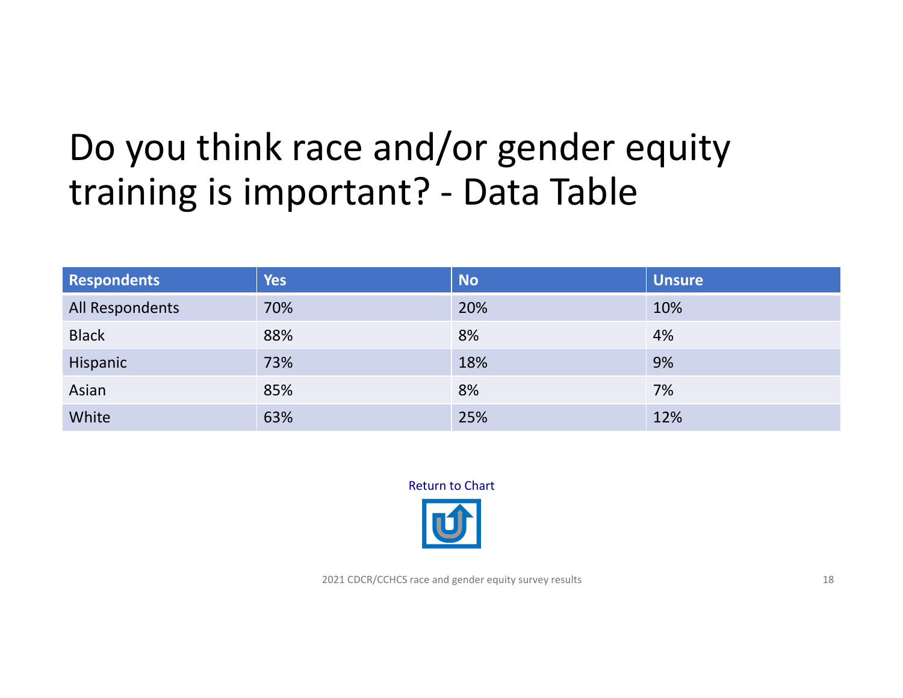# Do you think race and/or gender equity training is important? - Data Table

| Respondents | Yes | No | Unsure |
|---|---|---|---|
| All Respondents | 70% | 20% | 10% |
| Black | 88% | 8% | 4% |
| Hispanic | 73% | 18% | 9% |
| Asian | 85% | 8% | 7% |
| White | 63% | 25% | 12% |

Return to Chart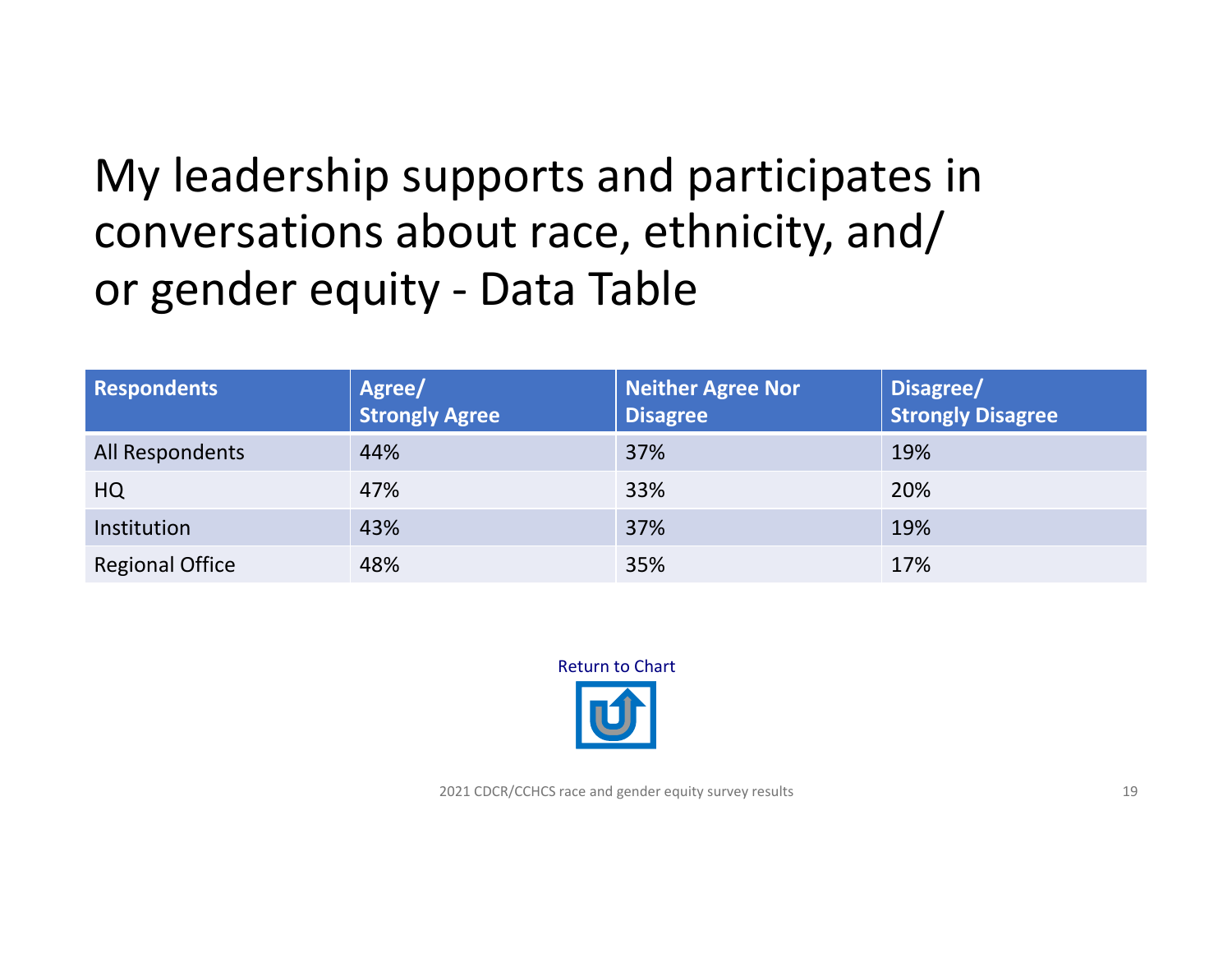# My leadership supports and participates in conversations about race, ethnicity, and/or gender equity - Data Table

| Respondents | Agree/ Strongly Agree | Neither Agree Nor Disagree | Disagree/ Strongly Disagree |
|---|---|---|---|
| All Respondents | 44% | 37% | 19% |
| HQ | 47% | 33% | 20% |
| Institution | 43% | 37% | 19% |
| Regional Office | 48% | 35% | 17% |

Return to Chart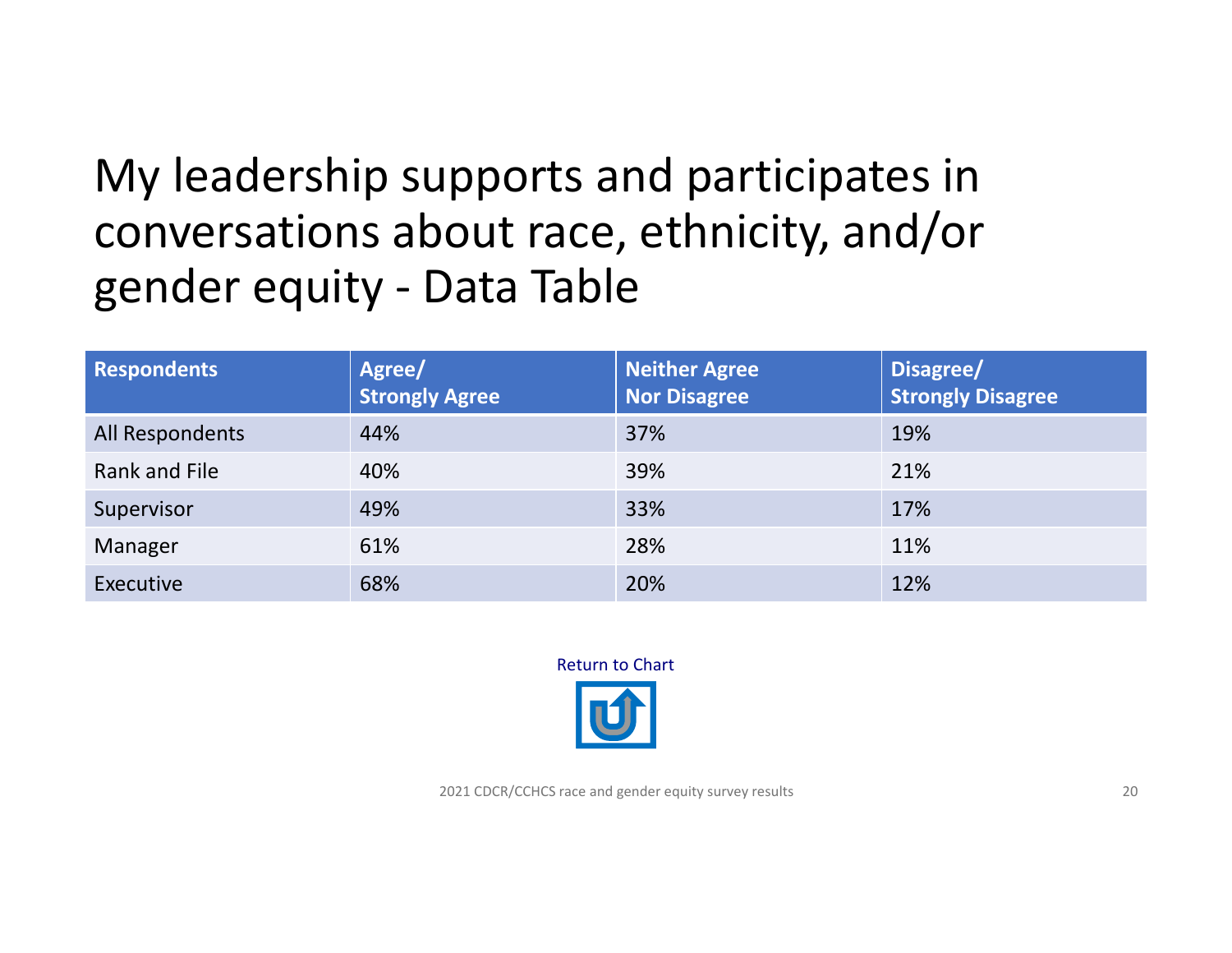# My leadership supports and participates in conversations about race, ethnicity, and/or gender equity - Data Table

| Respondents | Agree/ Strongly Agree | Neither Agree Nor Disagree | Disagree/ Strongly Disagree |
|---|---|---|---|
| All Respondents | 44% | 37% | 19% |
| Rank and File | 40% | 39% | 21% |
| Supervisor | 49% | 33% | 17% |
| Manager | 61% | 28% | 11% |
| Executive | 68% | 20% | 12% |

Return to Chart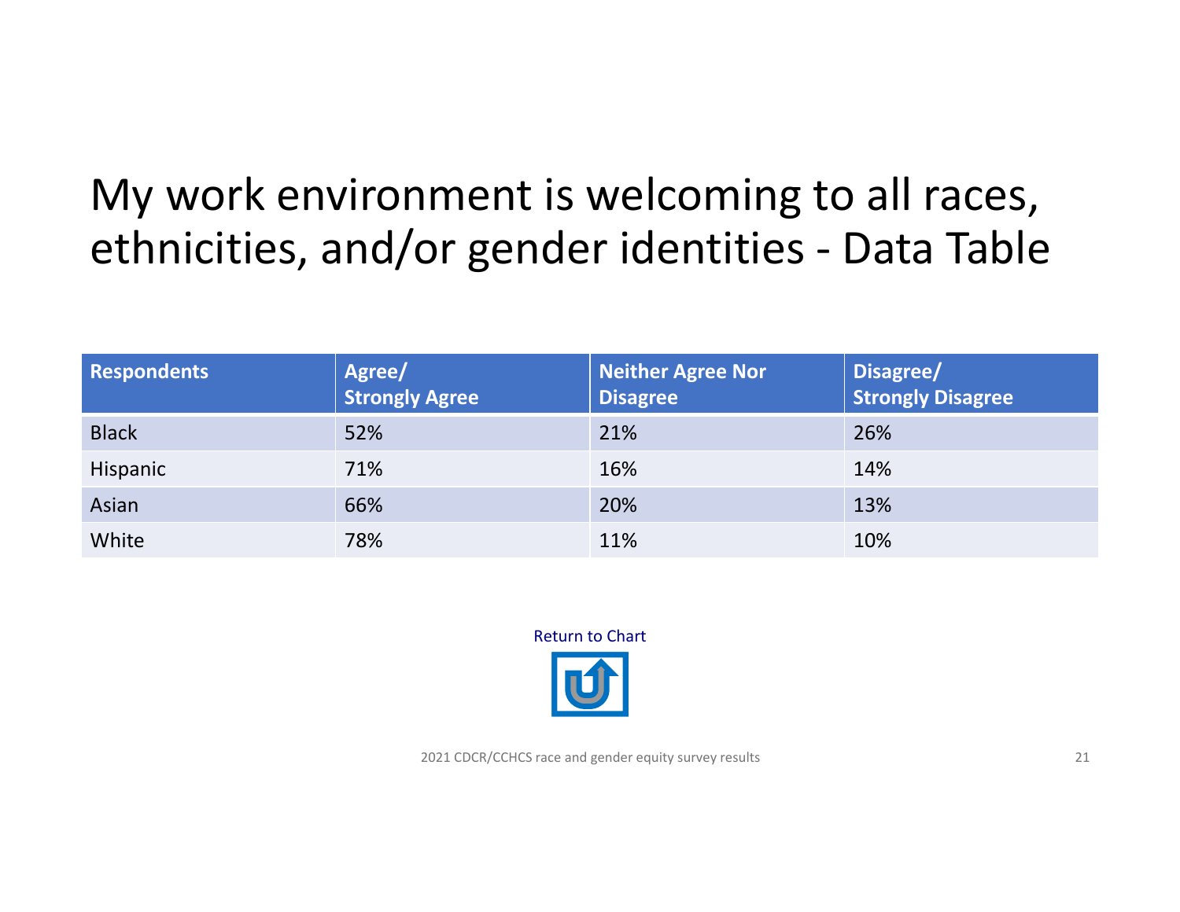# My work environment is welcoming to all races, ethnicities, and/or gender identities - Data Table

| Respondents | Agree/ Strongly Agree | Neither Agree Nor Disagree | Disagree/ Strongly Disagree |
|---|---|---|---|
| Black | 52% | 21% | 26% |
| Hispanic | 71% | 16% | 14% |
| Asian | 66% | 20% | 13% |
| White | 78% | 11% | 10% |

Return to Chart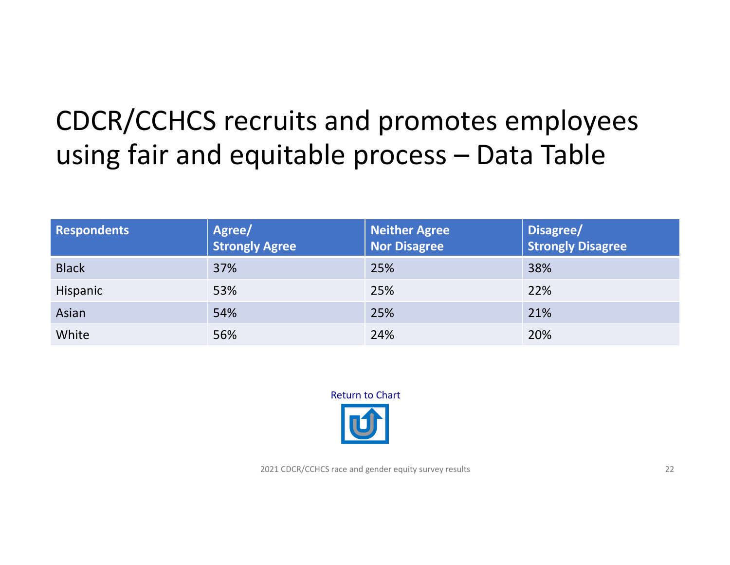# CDCR/CCHCS recruits and promotes employees using fair and equitable process – Data Table

| Respondents | Agree/ Strongly Agree | Neither Agree Nor Disagree | Disagree/ Strongly Disagree |
|---|---|---|---|
| Black | 37% | 25% | 38% |
| Hispanic | 53% | 25% | 22% |
| Asian | 54% | 25% | 21% |
| White | 56% | 24% | 20% |

Return to Chart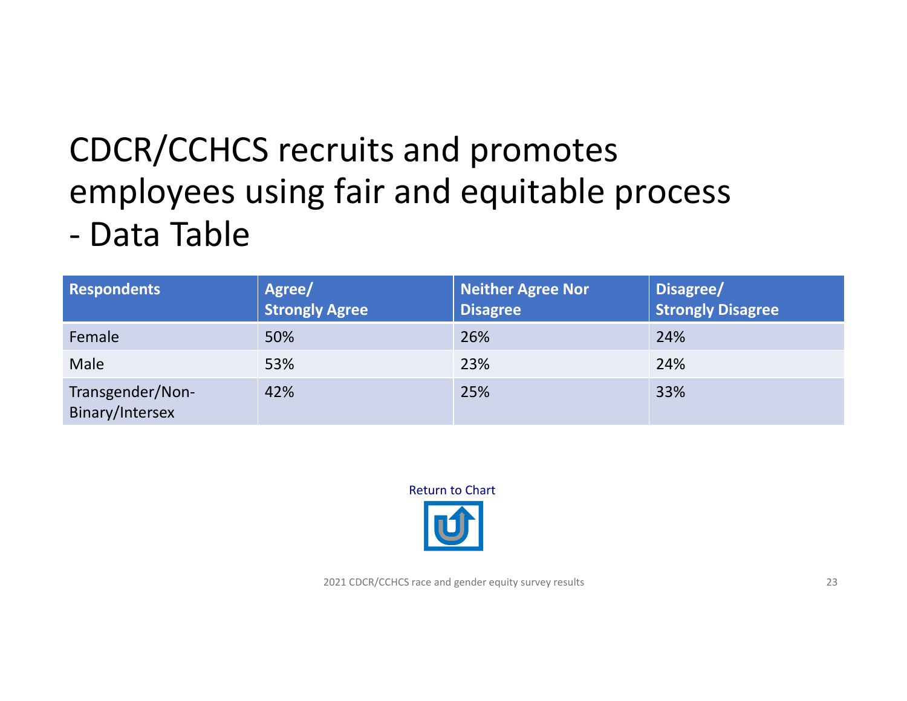# CDCR/CCHCS recruits and promotes employees using fair and equitable process - Data Table

| Respondents | Agree/ Strongly Agree | Neither Agree Nor Disagree | Disagree/ Strongly Disagree |
|---|---|---|---|
| Female | 50% | 26% | 24% |
| Male | 53% | 23% | 24% |
| Transgender/Non-Binary/Intersex | 42% | 25% | 33% |

Return to Chart

2021 CDCR/CCHCS race and gender equity survey results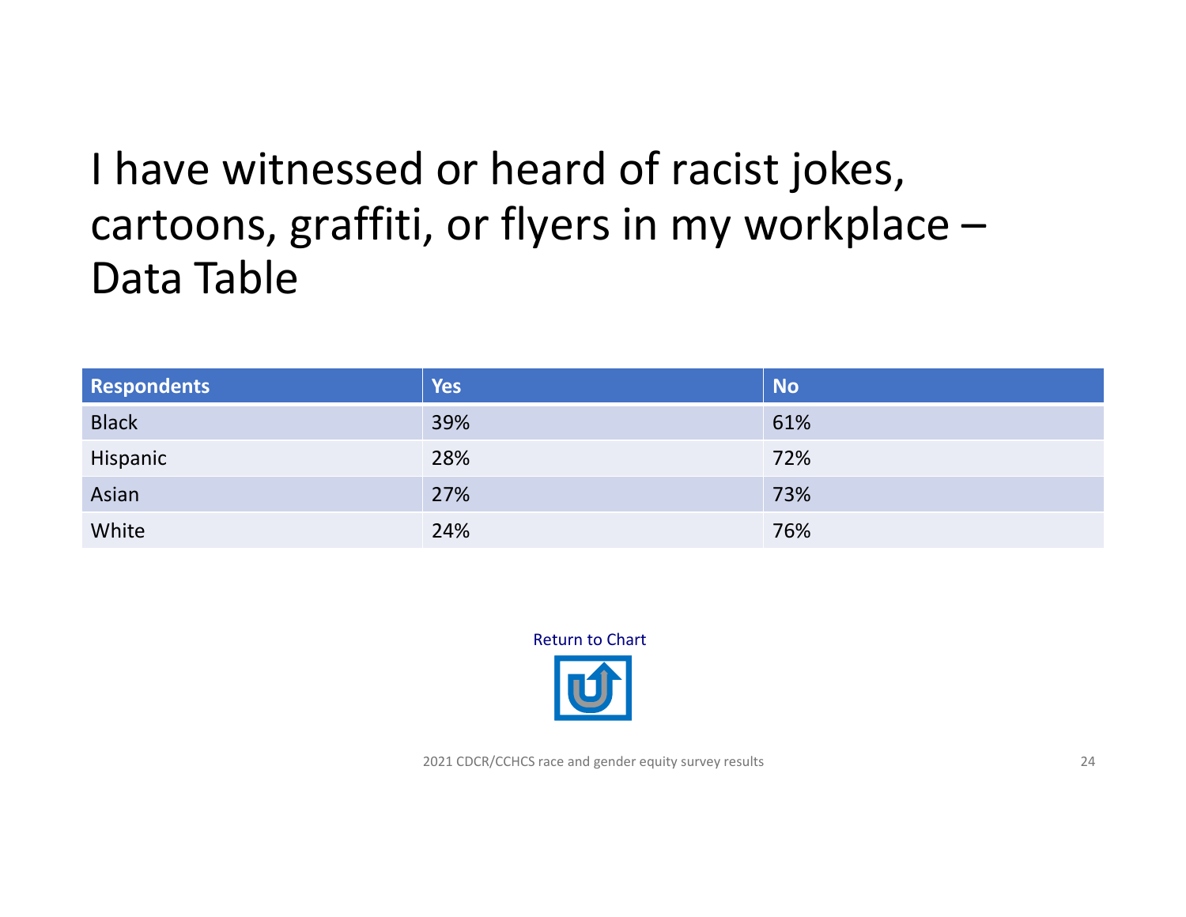# I have witnessed or heard of racist jokes, cartoons, graffiti, or flyers in my workplace – Data Table

| Respondents | Yes | No |
|---|---|---|
| Black | 39% | 61% |
| Hispanic | 28% | 72% |
| Asian | 27% | 73% |
| White | 24% | 76% |

Return to Chart

2021 CDCR/CCHCS race and gender equity survey results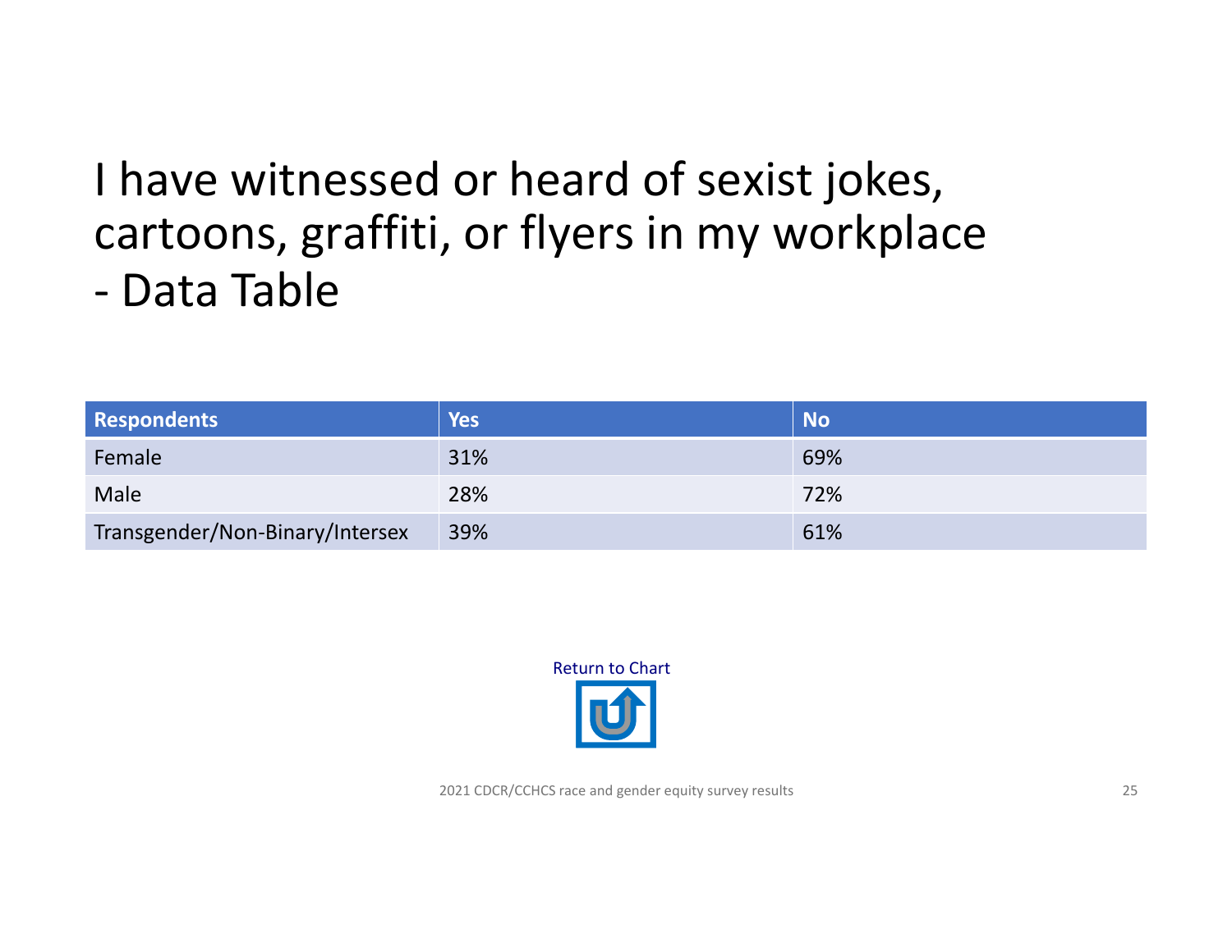# I have witnessed or heard of sexist jokes, cartoons, graffiti, or flyers in my workplace - Data Table

| Respondents | Yes | No |
|---|---|---|
| Female | 31% | 69% |
| Male | 28% | 72% |
| Transgender/Non-Binary/Intersex | 39% | 61% |

Return to Chart

2021 CDCR/CCHCS race and gender equity survey results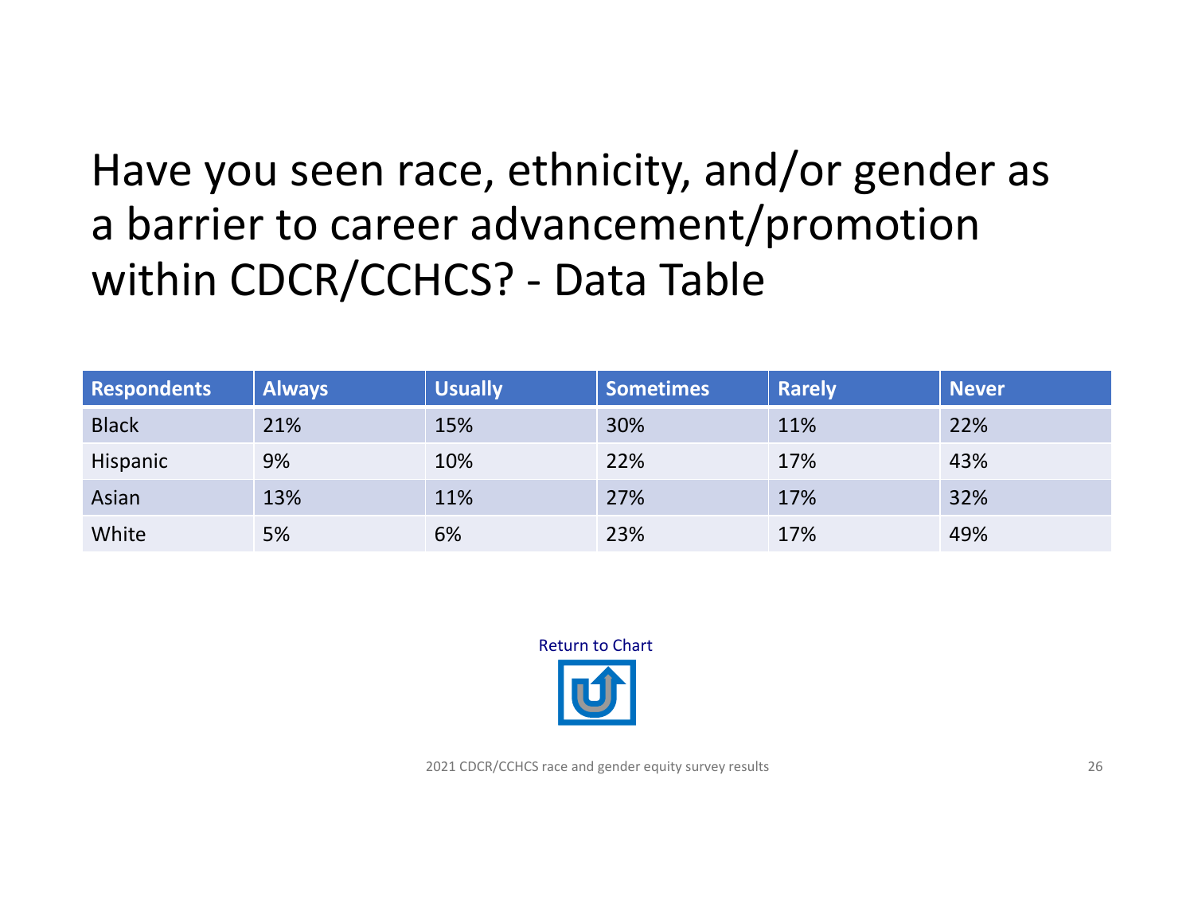# Have you seen race, ethnicity, and/or gender as a barrier to career advancement/promotion within CDCR/CCHCS? - Data Table

| Respondents | Always | Usually | Sometimes | Rarely | Never |
|---|---|---|---|---|---|
| Black | 21% | 15% | 30% | 11% | 22% |
| Hispanic | 9% | 10% | 22% | 17% | 43% |
| Asian | 13% | 11% | 27% | 17% | 32% |
| White | 5% | 6% | 23% | 17% | 49% |

Return to Chart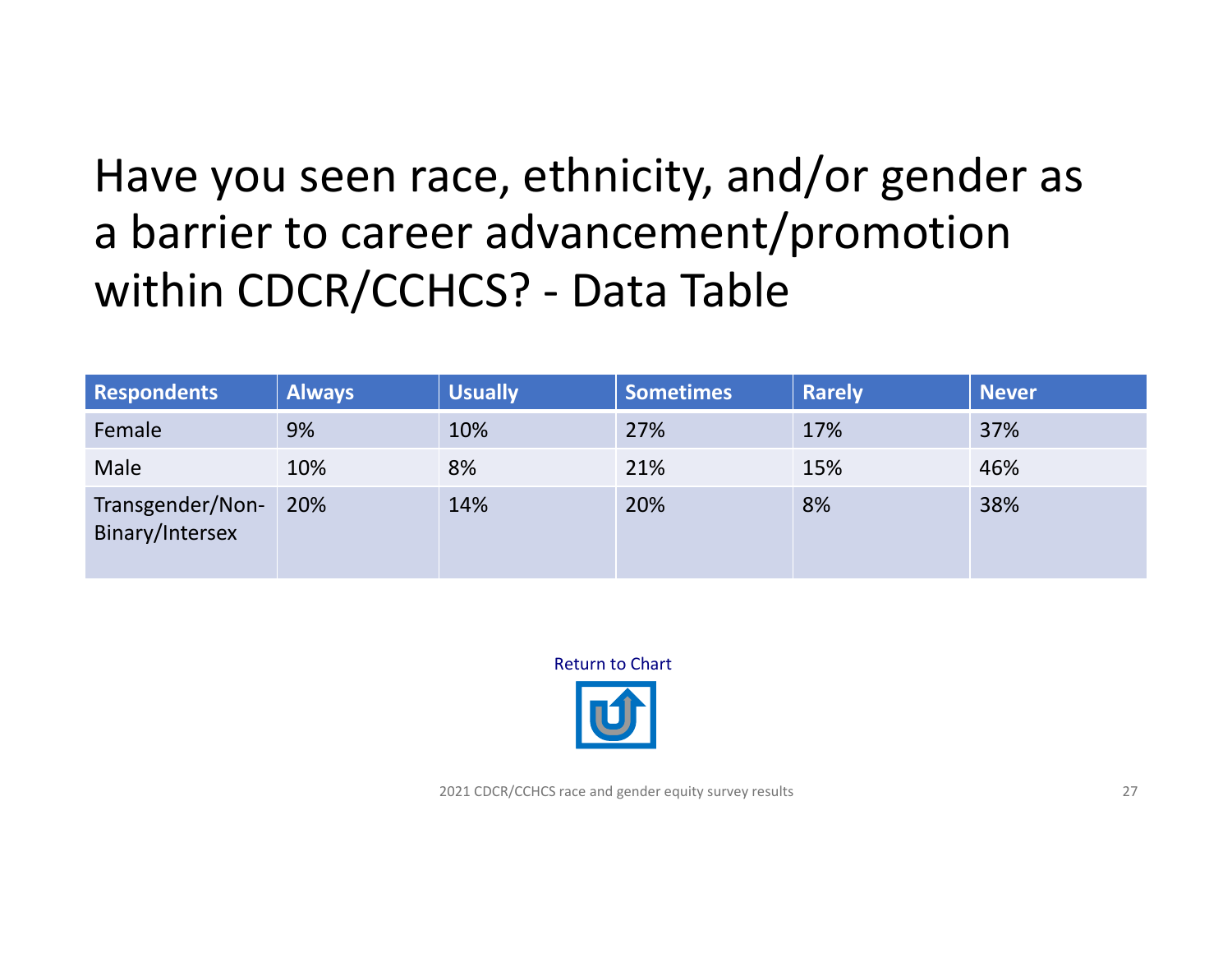# Have you seen race, ethnicity, and/or gender as a barrier to career advancement/promotion within CDCR/CCHCS? - Data Table

| Respondents | Always | Usually | Sometimes | Rarely | Never |
|---|---|---|---|---|---|
| Female | 9% | 10% | 27% | 17% | 37% |
| Male | 10% | 8% | 21% | 15% | 46% |
| Transgender/Non-Binary/Intersex | 20% | 14% | 20% | 8% | 38% |

Return to Chart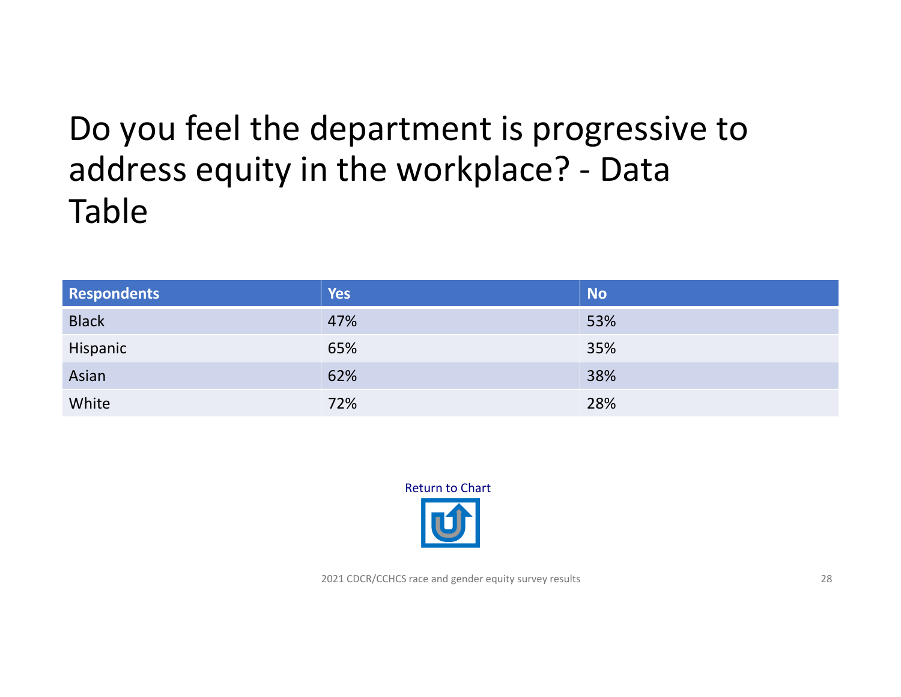# Do you feel the department is progressive to address equity in the workplace? - Data Table

| Respondents | Yes | No |
|---|---|---|
| Black | 47% | 53% |
| Hispanic | 65% | 35% |
| Asian | 62% | 38% |
| White | 72% | 28% |

Return to Chart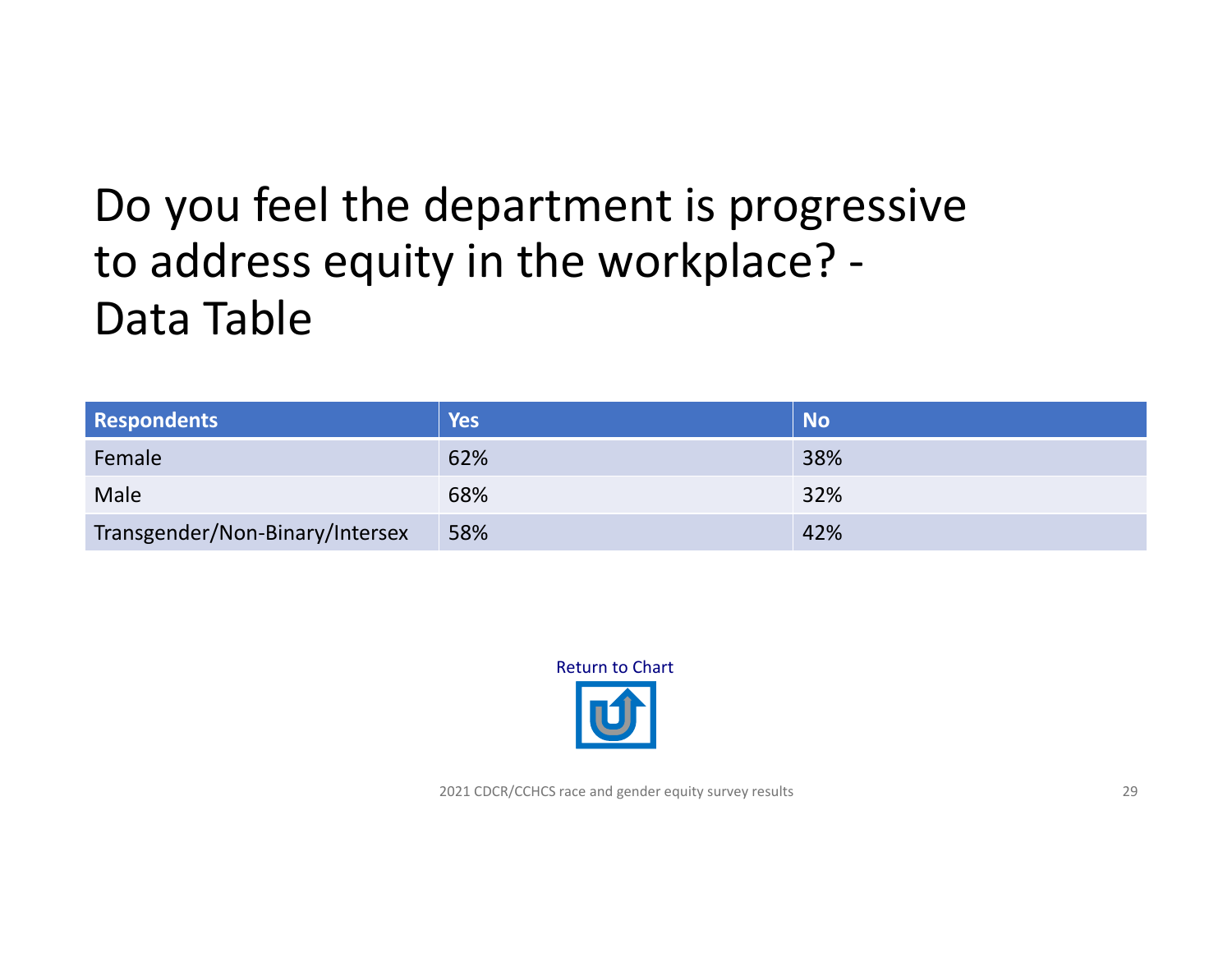# Do you feel the department is progressive to address equity in the workplace? - Data Table

| Respondents | Yes | No |
|---|---|---|
| Female | 62% | 38% |
| Male | 68% | 32% |
| Transgender/Non-Binary/Intersex | 58% | 42% |

Return to Chart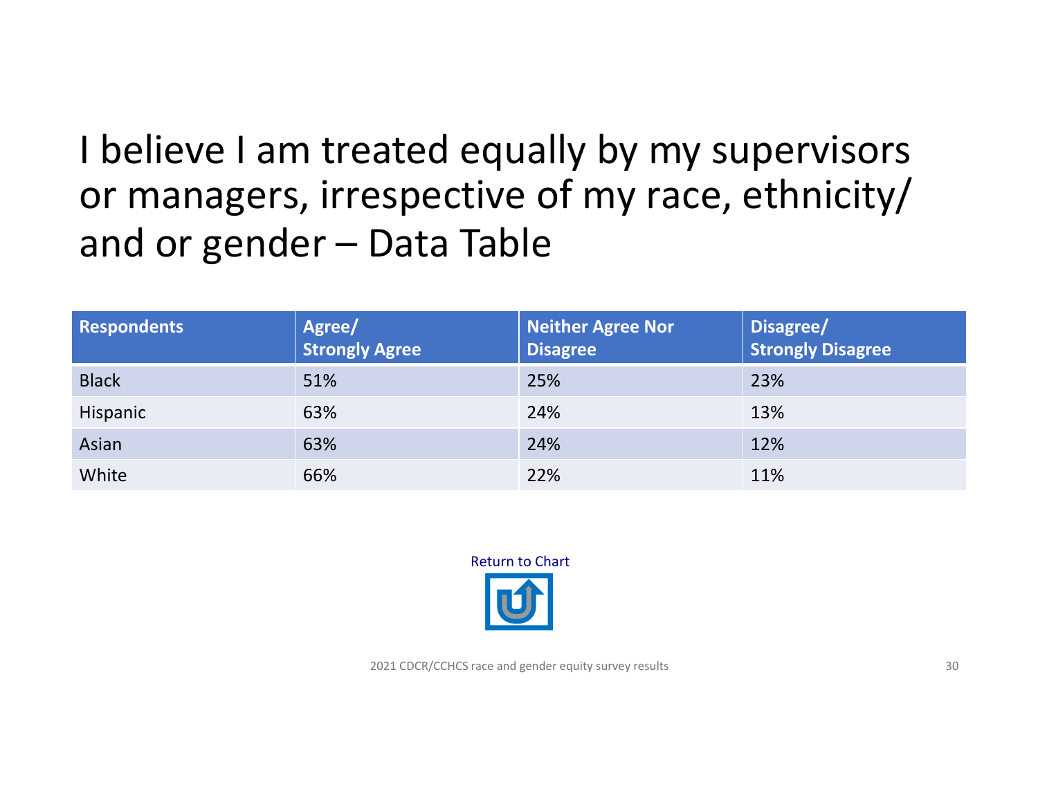# I believe I am treated equally by my supervisors or managers, irrespective of my race, ethnicity/ and or gender – Data Table

| Respondents | Agree/ Strongly Agree | Neither Agree Nor Disagree | Disagree/ Strongly Disagree |
|---|---|---|---|
| Black | 51% | 25% | 23% |
| Hispanic | 63% | 24% | 13% |
| Asian | 63% | 24% | 12% |
| White | 66% | 22% | 11% |

Return to Chart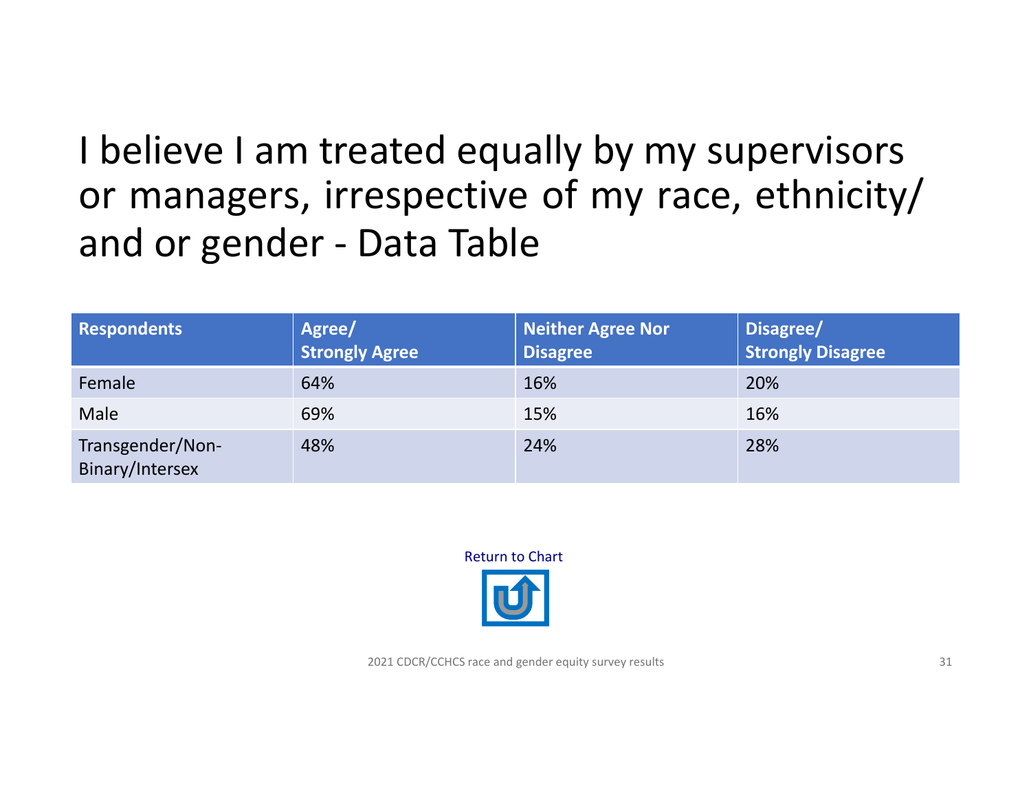# I believe I am treated equally by my supervisors or managers, irrespective of my race, ethnicity/ and or gender - Data Table

| Respondents | Agree/ Strongly Agree | Neither Agree Nor Disagree | Disagree/ Strongly Disagree |
|---|---|---|---|
| Female | 64% | 16% | 20% |
| Male | 69% | 15% | 16% |
| Transgender/Non-Binary/Intersex | 48% | 24% | 28% |

Return to Chart